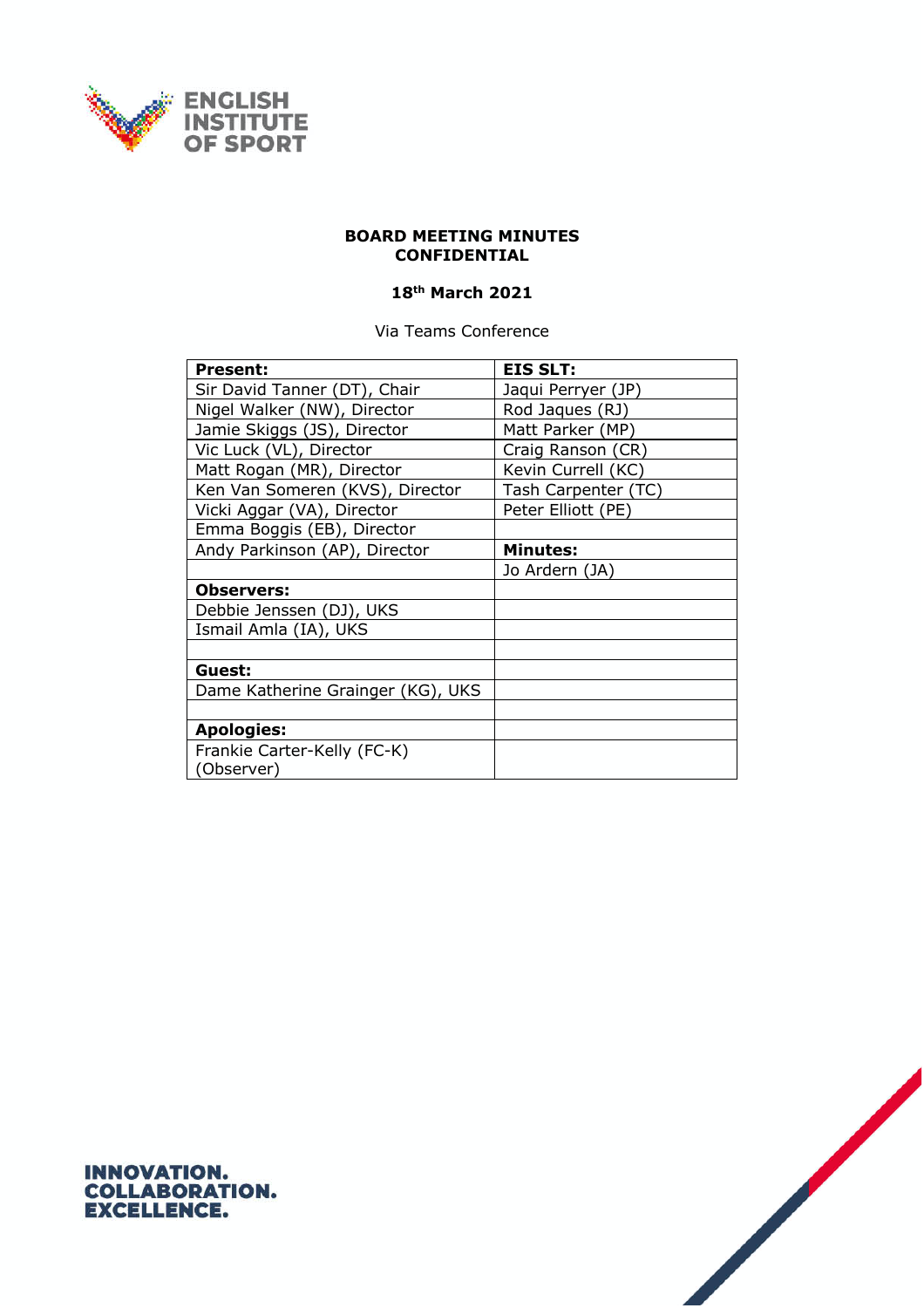ENGLISH INSTITUTE OF SPORT

**BOARD MEETING MINUTES**
**CONFIDENTIAL**

**18th March 2021**

Via Teams Conference

| **Present:** | **EIS SLT:** |
|---|---|
| Sir David Tanner (DT), Chair | Jaqui Perryer (JP) |
| Nigel Walker (NW), Director | Rod Jaques (RJ) |
| Jamie Skiggs (JS), Director | Matt Parker (MP) |
| Vic Luck (VL), Director | Craig Ranson (CR) |
| Matt Rogan (MR), Director | Kevin Currell (KC) |
| Ken Van Someren (KVS), Director | Tash Carpenter (TC) |
| Vicki Aggar (VA), Director | Peter Elliott (PE) |
| Emma Boggis (EB), Director | |
| Andy Parkinson (AP), Director | **Minutes:** |
| | Jo Ardern (JA) |
| **Observers:** | |
| Debbie Jenssen (DJ), UKS | |
| Ismail Amla (IA), UKS | |
| | |
| **Guest:** | |
| Dame Katherine Grainger (KG), UKS | |
| | |
| **Apologies:** | |
| Frankie Carter-Kelly (FC-K) (Observer) | |

INNOVATION.
COLLABORATION.
EXCELLENCE.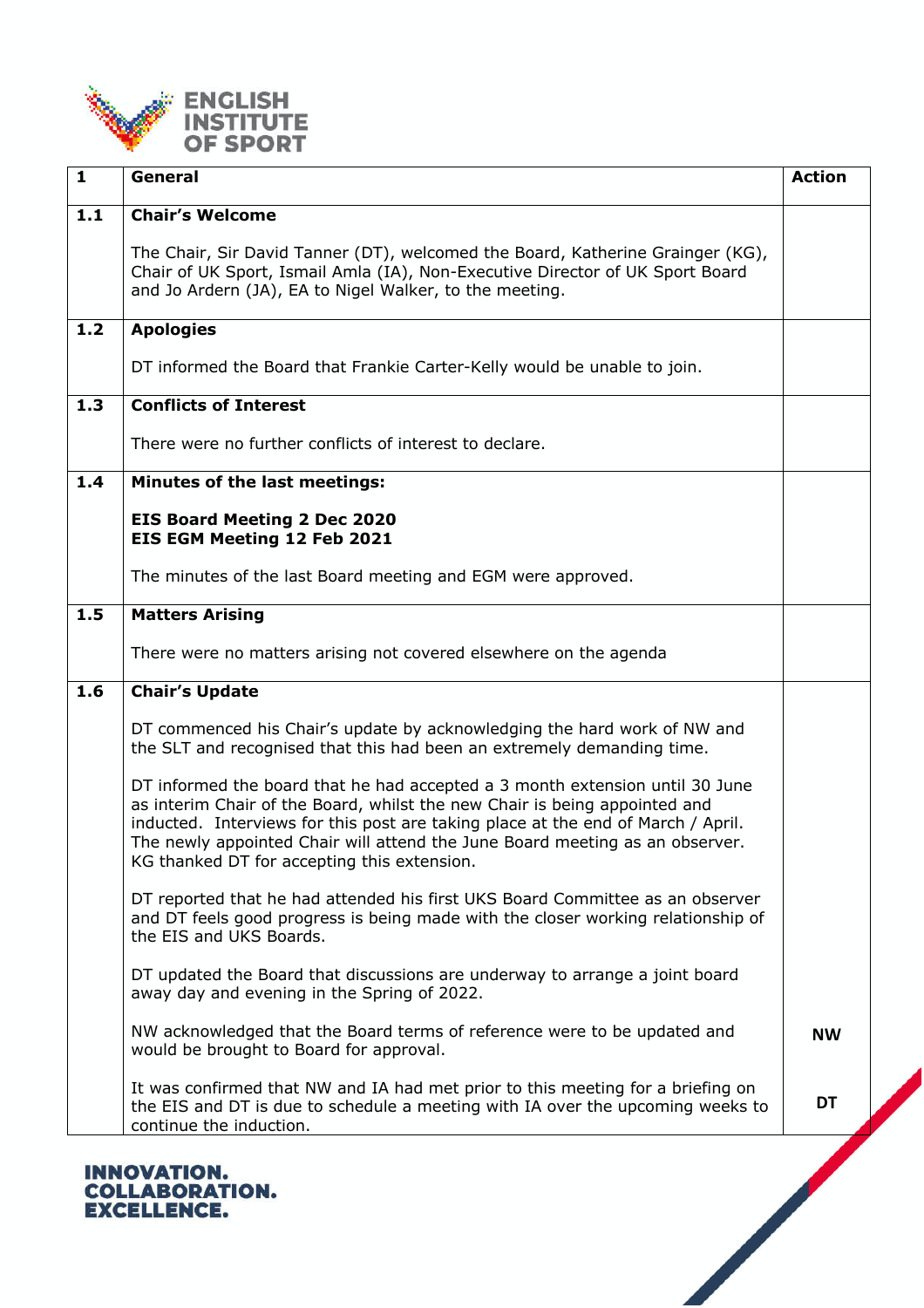| 1 | General | Action |
|---|---|---|
| 1.1 | **Chair's Welcome**<br><br>The Chair, Sir David Tanner (DT), welcomed the Board, Katherine Grainger (KG), Chair of UK Sport, Ismail Amla (IA), Non-Executive Director of UK Sport Board and Jo Ardern (JA), EA to Nigel Walker, to the meeting. | |
| 1.2 | **Apologies**<br><br>DT informed the Board that Frankie Carter-Kelly would be unable to join. | |
| 1.3 | **Conflicts of Interest**<br><br>There were no further conflicts of interest to declare. | |
| 1.4 | **Minutes of the last meetings:**<br><br>**EIS Board Meeting 2 Dec 2020**<br>**EIS EGM Meeting 12 Feb 2021**<br><br>The minutes of the last Board meeting and EGM were approved. | |
| 1.5 | **Matters Arising**<br><br>There were no matters arising not covered elsewhere on the agenda | |
| 1.6 | **Chair's Update**<br><br>DT commenced his Chair's update by acknowledging the hard work of NW and the SLT and recognised that this had been an extremely demanding time.<br><br>DT informed the board that he had accepted a 3 month extension until 30 June as interim Chair of the Board, whilst the new Chair is being appointed and inducted. Interviews for this post are taking place at the end of March / April. The newly appointed Chair will attend the June Board meeting as an observer. KG thanked DT for accepting this extension.<br><br>DT reported that he had attended his first UKS Board Committee as an observer and DT feels good progress is being made with the closer working relationship of the EIS and UKS Boards.<br><br>DT updated the Board that discussions are underway to arrange a joint board away day and evening in the Spring of 2022.<br><br>NW acknowledged that the Board terms of reference were to be updated and would be brought to Board for approval.<br><br>It was confirmed that NW and IA had met prior to this meeting for a briefing on the EIS and DT is due to schedule a meeting with IA over the upcoming weeks to continue the induction. | <br><br><br><br><br><br><br><br><br><br><br><br><br><br><br><br><br>**NW**<br><br><br>**DT** |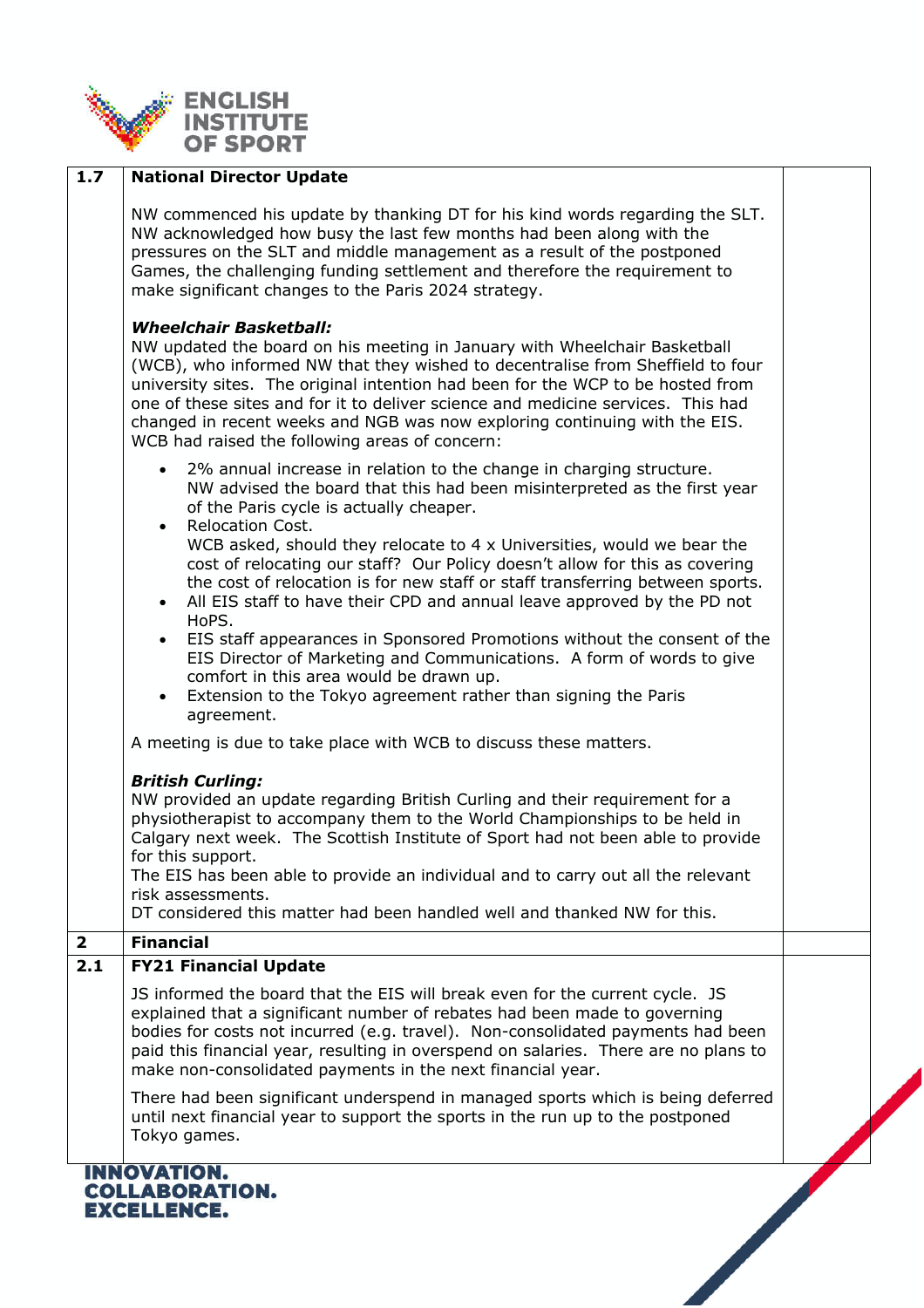| | | |
|---|---|---|
| **1.7** | **National Director Update**<br><br>NW commenced his update by thanking DT for his kind words regarding the SLT. NW acknowledged how busy the last few months had been along with the pressures on the SLT and middle management as a result of the postponed Games, the challenging funding settlement and therefore the requirement to make significant changes to the Paris 2024 strategy.<br><br>***Wheelchair Basketball:***<br>NW updated the board on his meeting in January with Wheelchair Basketball (WCB), who informed NW that they wished to decentralise from Sheffield to four university sites. The original intention had been for the WCP to be hosted from one of these sites and for it to deliver science and medicine services. This had changed in recent weeks and NGB was now exploring continuing with the EIS. WCB had raised the following areas of concern:<br><br>• 2% annual increase in relation to the change in charging structure. NW advised the board that this had been misinterpreted as the first year of the Paris cycle is actually cheaper.<br>• Relocation Cost. WCB asked, should they relocate to 4 x Universities, would we bear the cost of relocating our staff? Our Policy doesn't allow for this as covering the cost of relocation is for new staff or staff transferring between sports.<br>• All EIS staff to have their CPD and annual leave approved by the PD not HoPS.<br>• EIS staff appearances in Sponsored Promotions without the consent of the EIS Director of Marketing and Communications. A form of words to give comfort in this area would be drawn up.<br>• Extension to the Tokyo agreement rather than signing the Paris agreement.<br><br>A meeting is due to take place with WCB to discuss these matters.<br><br>***British Curling:***<br>NW provided an update regarding British Curling and their requirement for a physiotherapist to accompany them to the World Championships to be held in Calgary next week. The Scottish Institute of Sport had not been able to provide for this support.<br>The EIS has been able to provide an individual and to carry out all the relevant risk assessments.<br>DT considered this matter had been handled well and thanked NW for this. | |
| **2** | **Financial** | |
| **2.1** | **FY21 Financial Update**<br><br>JS informed the board that the EIS will break even for the current cycle. JS explained that a significant number of rebates had been made to governing bodies for costs not incurred (e.g. travel). Non-consolidated payments had been paid this financial year, resulting in overspend on salaries. There are no plans to make non-consolidated payments in the next financial year.<br><br>There had been significant underspend in managed sports which is being deferred until next financial year to support the sports in the run up to the postponed Tokyo games. | |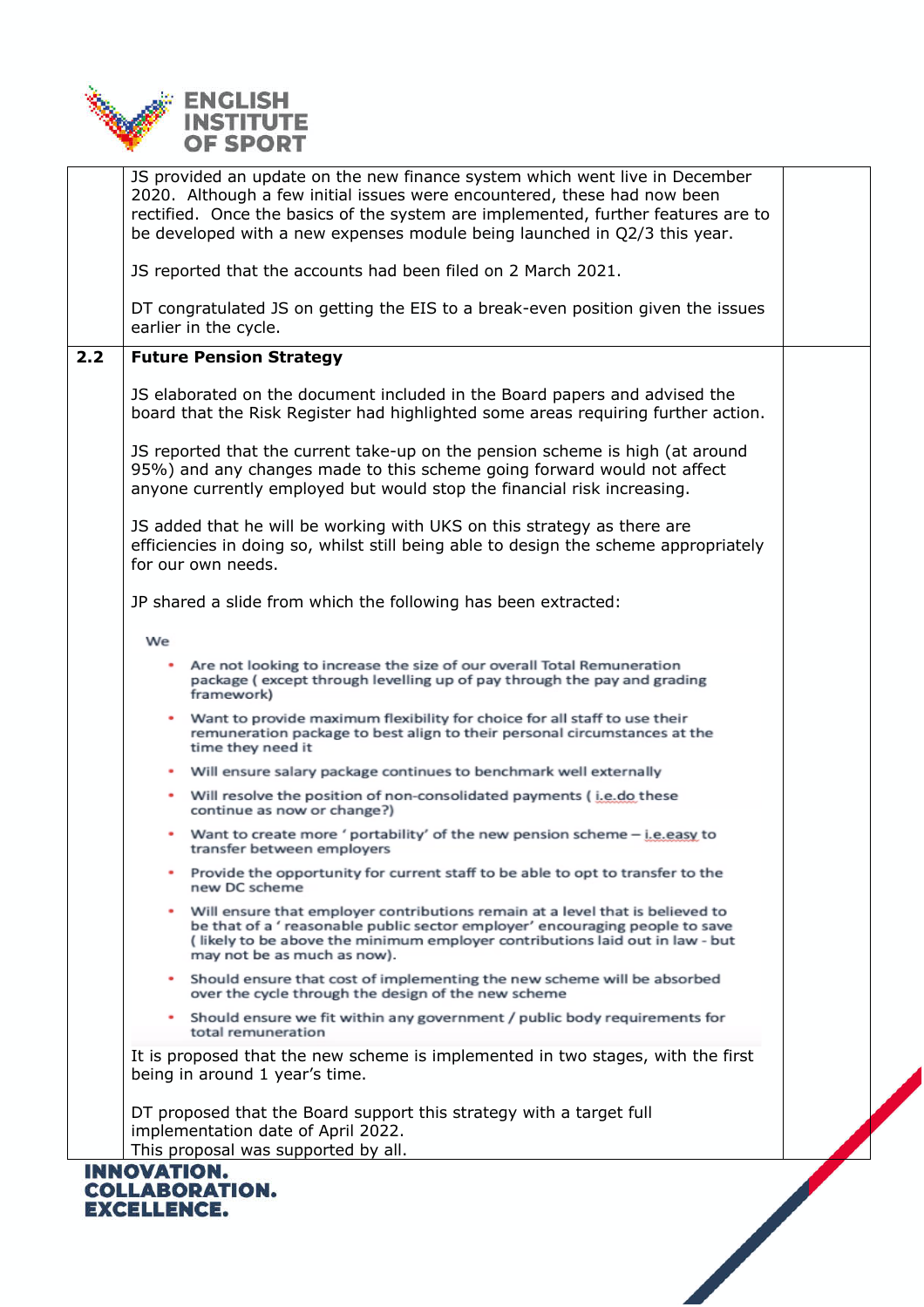| | | |
|---|---|---|
| | JS provided an update on the new finance system which went live in December 2020. Although a few initial issues were encountered, these had now been rectified. Once the basics of the system are implemented, further features are to be developed with a new expenses module being launched in Q2/3 this year.<br><br>JS reported that the accounts had been filed on 2 March 2021.<br><br>DT congratulated JS on getting the EIS to a break-even position given the issues earlier in the cycle. | |
| **2.2** | **Future Pension Strategy**<br><br>JS elaborated on the document included in the Board papers and advised the board that the Risk Register had highlighted some areas requiring further action.<br><br>JS reported that the current take-up on the pension scheme is high (at around 95%) and any changes made to this scheme going forward would not affect anyone currently employed but would stop the financial risk increasing.<br><br>JS added that he will be working with UKS on this strategy as there are efficiencies in doing so, whilst still being able to design the scheme appropriately for our own needs.<br><br>JP shared a slide from which the following has been extracted:<br><br>We<br>• Are not looking to increase the size of our overall Total Remuneration package ( except through levelling up of pay through the pay and grading framework)<br>• Want to provide maximum flexibility for choice for all staff to use their remuneration package to best align to their personal circumstances at the time they need it<br>• Will ensure salary package continues to benchmark well externally<br>• Will resolve the position of non-consolidated payments ( i.e.do these continue as now or change?)<br>• Want to create more ' portability' of the new pension scheme – i.e.easy to transfer between employers<br>• Provide the opportunity for current staff to be able to opt to transfer to the new DC scheme<br>• Will ensure that employer contributions remain at a level that is believed to be that of a ' reasonable public sector employer' encouraging people to save ( likely to be above the minimum employer contributions laid out in law - but may not be as much as now).<br>• Should ensure that cost of implementing the new scheme will be absorbed over the cycle through the design of the new scheme<br>• Should ensure we fit within any government / public body requirements for total remuneration<br><br>It is proposed that the new scheme is implemented in two stages, with the first being in around 1 year's time.<br><br>DT proposed that the Board support this strategy with a target full implementation date of April 2022.<br>This proposal was supported by all. | |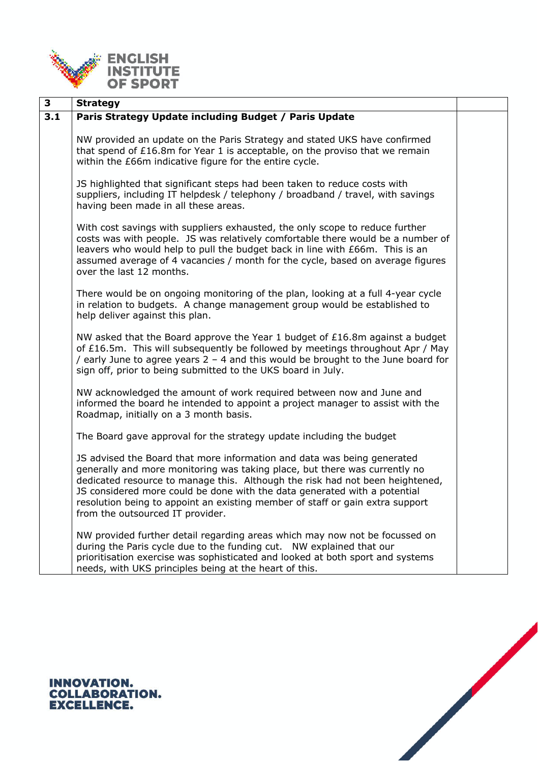| 3 | **Strategy** | |
|---|---|---|
| **3.1** | **Paris Strategy Update including Budget / Paris Update**<br><br>NW provided an update on the Paris Strategy and stated UKS have confirmed that spend of £16.8m for Year 1 is acceptable, on the proviso that we remain within the £66m indicative figure for the entire cycle.<br><br>JS highlighted that significant steps had been taken to reduce costs with suppliers, including IT helpdesk / telephony / broadband / travel, with savings having been made in all these areas.<br><br>With cost savings with suppliers exhausted, the only scope to reduce further costs was with people. JS was relatively comfortable there would be a number of leavers who would help to pull the budget back in line with £66m. This is an assumed average of 4 vacancies / month for the cycle, based on average figures over the last 12 months.<br><br>There would be on ongoing monitoring of the plan, looking at a full 4-year cycle in relation to budgets. A change management group would be established to help deliver against this plan.<br><br>NW asked that the Board approve the Year 1 budget of £16.8m against a budget of £16.5m. This will subsequently be followed by meetings throughout Apr / May / early June to agree years 2 – 4 and this would be brought to the June board for sign off, prior to being submitted to the UKS board in July.<br><br>NW acknowledged the amount of work required between now and June and informed the board he intended to appoint a project manager to assist with the Roadmap, initially on a 3 month basis.<br><br>The Board gave approval for the strategy update including the budget<br><br>JS advised the Board that more information and data was being generated generally and more monitoring was taking place, but there was currently no dedicated resource to manage this. Although the risk had not been heightened, JS considered more could be done with the data generated with a potential resolution being to appoint an existing member of staff or gain extra support from the outsourced IT provider.<br><br>NW provided further detail regarding areas which may now not be focussed on during the Paris cycle due to the funding cut. NW explained that our prioritisation exercise was sophisticated and looked at both sport and systems needs, with UKS principles being at the heart of this. | |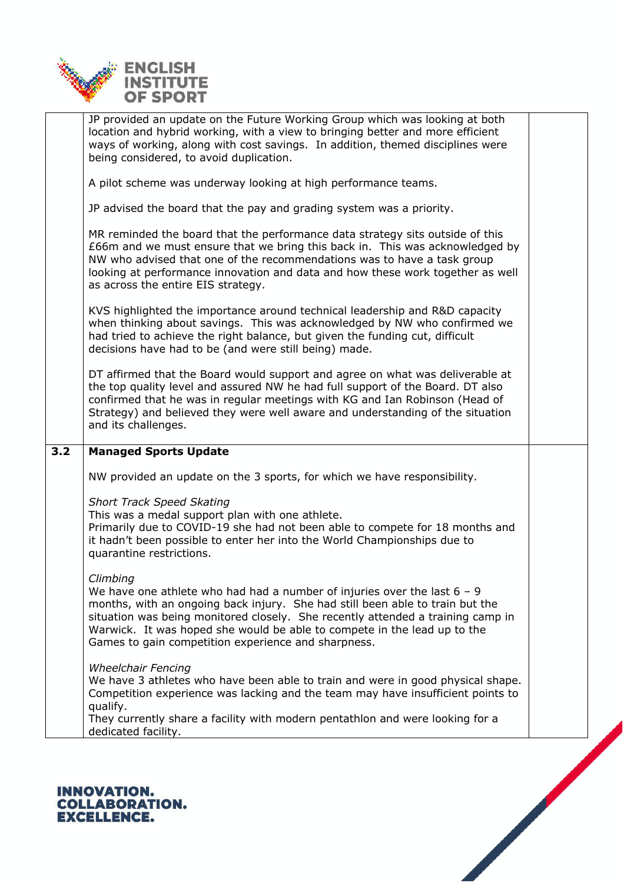| | | |
|---|---|---|
| | JP provided an update on the Future Working Group which was looking at both location and hybrid working, with a view to bringing better and more efficient ways of working, along with cost savings. In addition, themed disciplines were being considered, to avoid duplication.<br><br>A pilot scheme was underway looking at high performance teams.<br><br>JP advised the board that the pay and grading system was a priority.<br><br>MR reminded the board that the performance data strategy sits outside of this £66m and we must ensure that we bring this back in. This was acknowledged by NW who advised that one of the recommendations was to have a task group looking at performance innovation and data and how these work together as well as across the entire EIS strategy.<br><br>KVS highlighted the importance around technical leadership and R&D capacity when thinking about savings. This was acknowledged by NW who confirmed we had tried to achieve the right balance, but given the funding cut, difficult decisions have had to be (and were still being) made.<br><br>DT affirmed that the Board would support and agree on what was deliverable at the top quality level and assured NW he had full support of the Board. DT also confirmed that he was in regular meetings with KG and Ian Robinson (Head of Strategy) and believed they were well aware and understanding of the situation and its challenges. | |
| **3.2** | **Managed Sports Update**<br><br>NW provided an update on the 3 sports, for which we have responsibility.<br><br>*Short Track Speed Skating*<br>This was a medal support plan with one athlete.<br>Primarily due to COVID-19 she had not been able to compete for 18 months and it hadn't been possible to enter her into the World Championships due to quarantine restrictions.<br><br>*Climbing*<br>We have one athlete who had had a number of injuries over the last 6 – 9 months, with an ongoing back injury. She had still been able to train but the situation was being monitored closely. She recently attended a training camp in Warwick. It was hoped she would be able to compete in the lead up to the Games to gain competition experience and sharpness.<br><br>*Wheelchair Fencing*<br>We have 3 athletes who have been able to train and were in good physical shape. Competition experience was lacking and the team may have insufficient points to qualify.<br>They currently share a facility with modern pentathlon and were looking for a dedicated facility. | |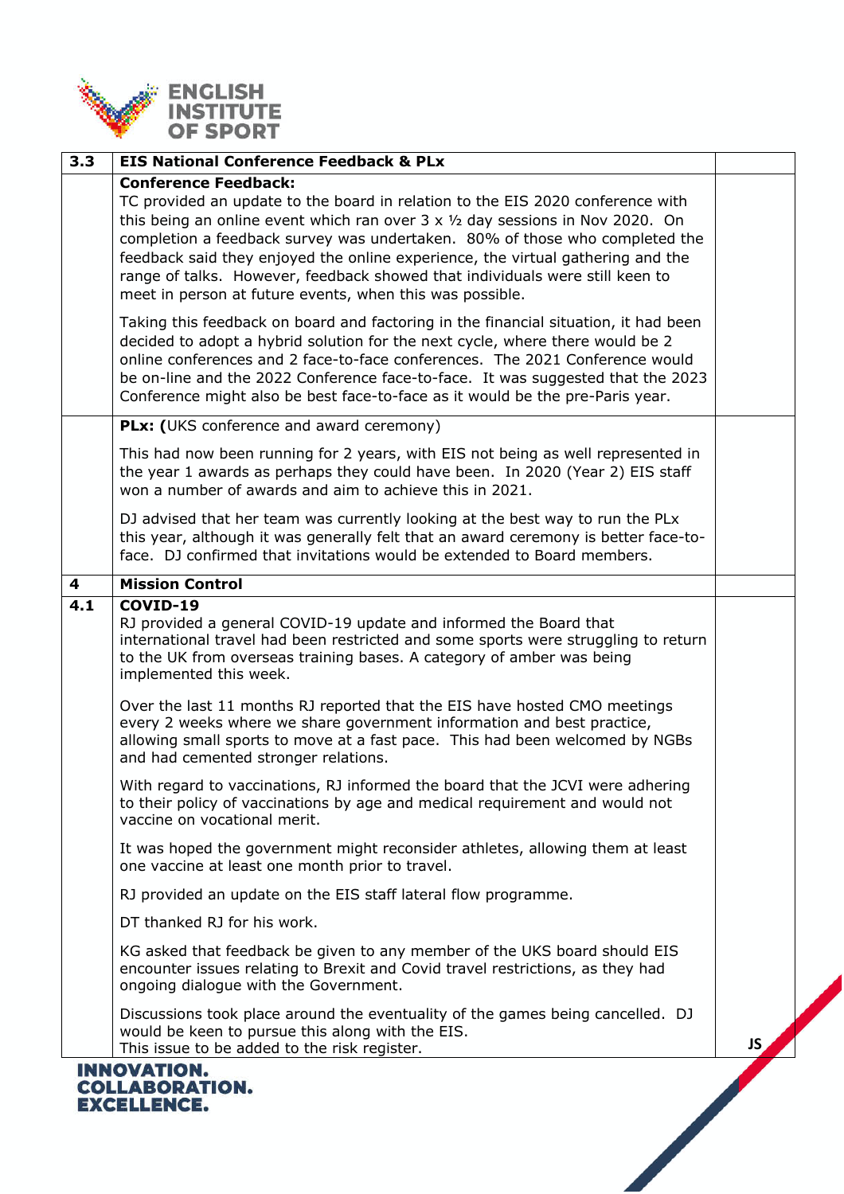| | | |
|---|---|---|
| **3.3** | **EIS National Conference Feedback & PLx** | |
| | **Conference Feedback:**<br>TC provided an update to the board in relation to the EIS 2020 conference with this being an online event which ran over 3 x ½ day sessions in Nov 2020. On completion a feedback survey was undertaken. 80% of those who completed the feedback said they enjoyed the online experience, the virtual gathering and the range of talks. However, feedback showed that individuals were still keen to meet in person at future events, when this was possible.<br><br>Taking this feedback on board and factoring in the financial situation, it had been decided to adopt a hybrid solution for the next cycle, where there would be 2 online conferences and 2 face-to-face conferences. The 2021 Conference would be on-line and the 2022 Conference face-to-face. It was suggested that the 2023 Conference might also be best face-to-face as it would be the pre-Paris year. | |
| | **PLx: (**UKS conference and award ceremony)<br><br>This had now been running for 2 years, with EIS not being as well represented in the year 1 awards as perhaps they could have been. In 2020 (Year 2) EIS staff won a number of awards and aim to achieve this in 2021.<br><br>DJ advised that her team was currently looking at the best way to run the PLx this year, although it was generally felt that an award ceremony is better face-to-face. DJ confirmed that invitations would be extended to Board members. | |
| **4** | **Mission Control** | |
| **4.1** | **COVID-19**<br>RJ provided a general COVID-19 update and informed the Board that international travel had been restricted and some sports were struggling to return to the UK from overseas training bases. A category of amber was being implemented this week.<br><br>Over the last 11 months RJ reported that the EIS have hosted CMO meetings every 2 weeks where we share government information and best practice, allowing small sports to move at a fast pace. This had been welcomed by NGBs and had cemented stronger relations.<br><br>With regard to vaccinations, RJ informed the board that the JCVI were adhering to their policy of vaccinations by age and medical requirement and would not vaccine on vocational merit.<br><br>It was hoped the government might reconsider athletes, allowing them at least one vaccine at least one month prior to travel.<br><br>RJ provided an update on the EIS staff lateral flow programme.<br><br>DT thanked RJ for his work.<br><br>KG asked that feedback be given to any member of the UKS board should EIS encounter issues relating to Brexit and Covid travel restrictions, as they had ongoing dialogue with the Government.<br><br>Discussions took place around the eventuality of the games being cancelled. DJ would be keen to pursue this along with the EIS.<br>This issue to be added to the risk register. | **JS** |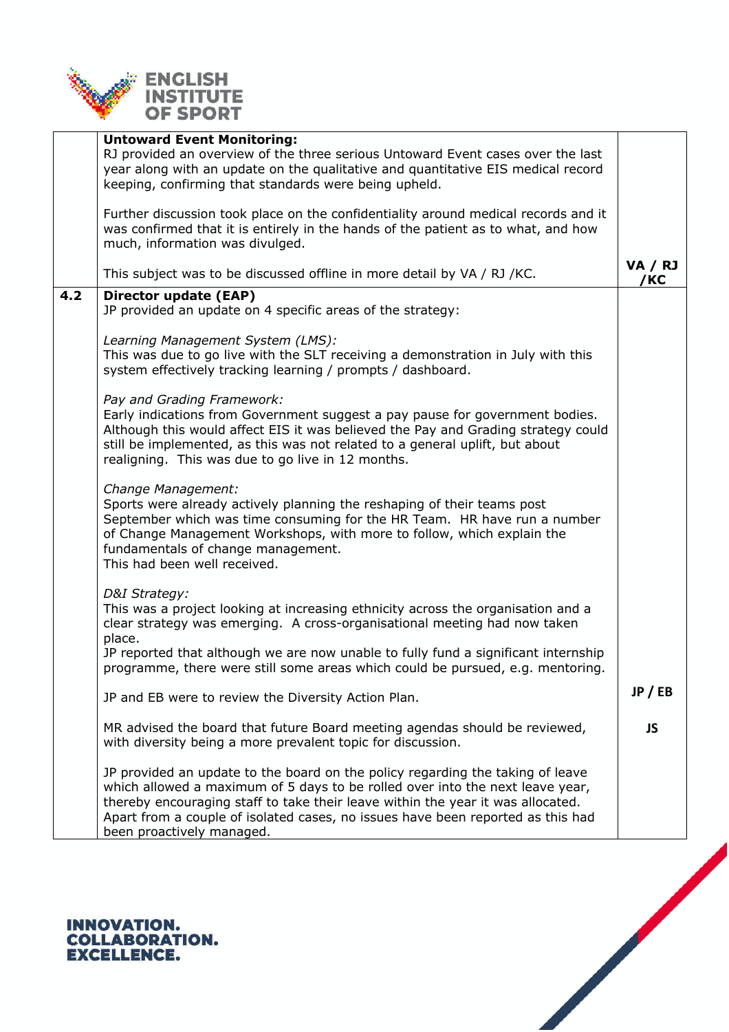| | | |
|---|---|---|
| | **Untoward Event Monitoring:**<br>RJ provided an overview of the three serious Untoward Event cases over the last year along with an update on the qualitative and quantitative EIS medical record keeping, confirming that standards were being upheld.<br><br>Further discussion took place on the confidentiality around medical records and it was confirmed that it is entirely in the hands of the patient as to what, and how much, information was divulged.<br><br>This subject was to be discussed offline in more detail by VA / RJ /KC. | **VA / RJ /KC** |
| **4.2** | **Director update (EAP)**<br>JP provided an update on 4 specific areas of the strategy:<br><br>*Learning Management System (LMS):*<br>This was due to go live with the SLT receiving a demonstration in July with this system effectively tracking learning / prompts / dashboard.<br><br>*Pay and Grading Framework:*<br>Early indications from Government suggest a pay pause for government bodies. Although this would affect EIS it was believed the Pay and Grading strategy could still be implemented, as this was not related to a general uplift, but about realigning. This was due to go live in 12 months.<br><br>*Change Management:*<br>Sports were already actively planning the reshaping of their teams post September which was time consuming for the HR Team. HR have run a number of Change Management Workshops, with more to follow, which explain the fundamentals of change management.<br>This had been well received.<br><br>*D&I Strategy:*<br>This was a project looking at increasing ethnicity across the organisation and a clear strategy was emerging. A cross-organisational meeting had now taken place.<br>JP reported that although we are now unable to fully fund a significant internship programme, there were still some areas which could be pursued, e.g. mentoring.<br><br>JP and EB were to review the Diversity Action Plan.<br><br>MR advised the board that future Board meeting agendas should be reviewed, with diversity being a more prevalent topic for discussion.<br><br>JP provided an update to the board on the policy regarding the taking of leave which allowed a maximum of 5 days to be rolled over into the next leave year, thereby encouraging staff to take their leave within the year it was allocated. Apart from a couple of isolated cases, no issues have been reported as this had been proactively managed. | **JP / EB**<br><br>**JS** |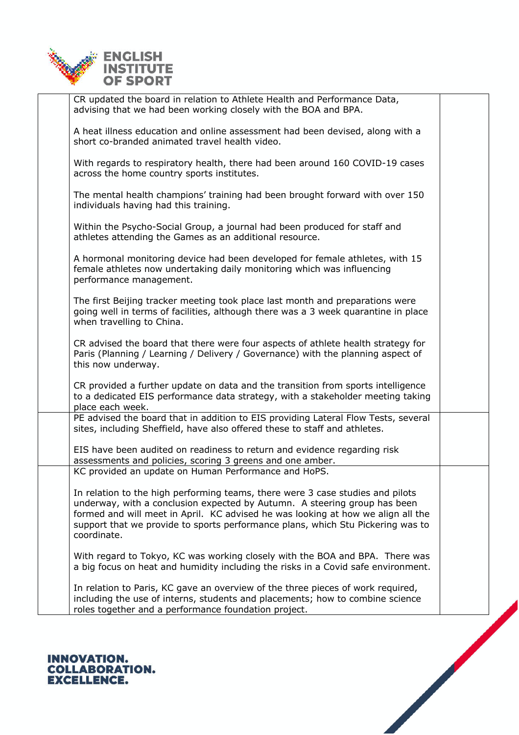| | | |
|---|---|---|
| | CR updated the board in relation to Athlete Health and Performance Data, advising that we had been working closely with the BOA and BPA.<br><br>A heat illness education and online assessment had been devised, along with a short co-branded animated travel health video.<br><br>With regards to respiratory health, there had been around 160 COVID-19 cases across the home country sports institutes.<br><br>The mental health champions' training had been brought forward with over 150 individuals having had this training.<br><br>Within the Psycho-Social Group, a journal had been produced for staff and athletes attending the Games as an additional resource.<br><br>A hormonal monitoring device had been developed for female athletes, with 15 female athletes now undertaking daily monitoring which was influencing performance management.<br><br>The first Beijing tracker meeting took place last month and preparations were going well in terms of facilities, although there was a 3 week quarantine in place when travelling to China.<br><br>CR advised the board that there were four aspects of athlete health strategy for Paris (Planning / Learning / Delivery / Governance) with the planning aspect of this now underway.<br><br>CR provided a further update on data and the transition from sports intelligence to a dedicated EIS performance data strategy, with a stakeholder meeting taking place each week. | |
| | PE advised the board that in addition to EIS providing Lateral Flow Tests, several sites, including Sheffield, have also offered these to staff and athletes.<br><br>EIS have been audited on readiness to return and evidence regarding risk assessments and policies, scoring 3 greens and one amber. | |
| | KC provided an update on Human Performance and HoPS.<br><br>In relation to the high performing teams, there were 3 case studies and pilots underway, with a conclusion expected by Autumn. A steering group has been formed and will meet in April. KC advised he was looking at how we align all the support that we provide to sports performance plans, which Stu Pickering was to coordinate.<br><br>With regard to Tokyo, KC was working closely with the BOA and BPA. There was a big focus on heat and humidity including the risks in a Covid safe environment.<br><br>In relation to Paris, KC gave an overview of the three pieces of work required, including the use of interns, students and placements; how to combine science roles together and a performance foundation project. | |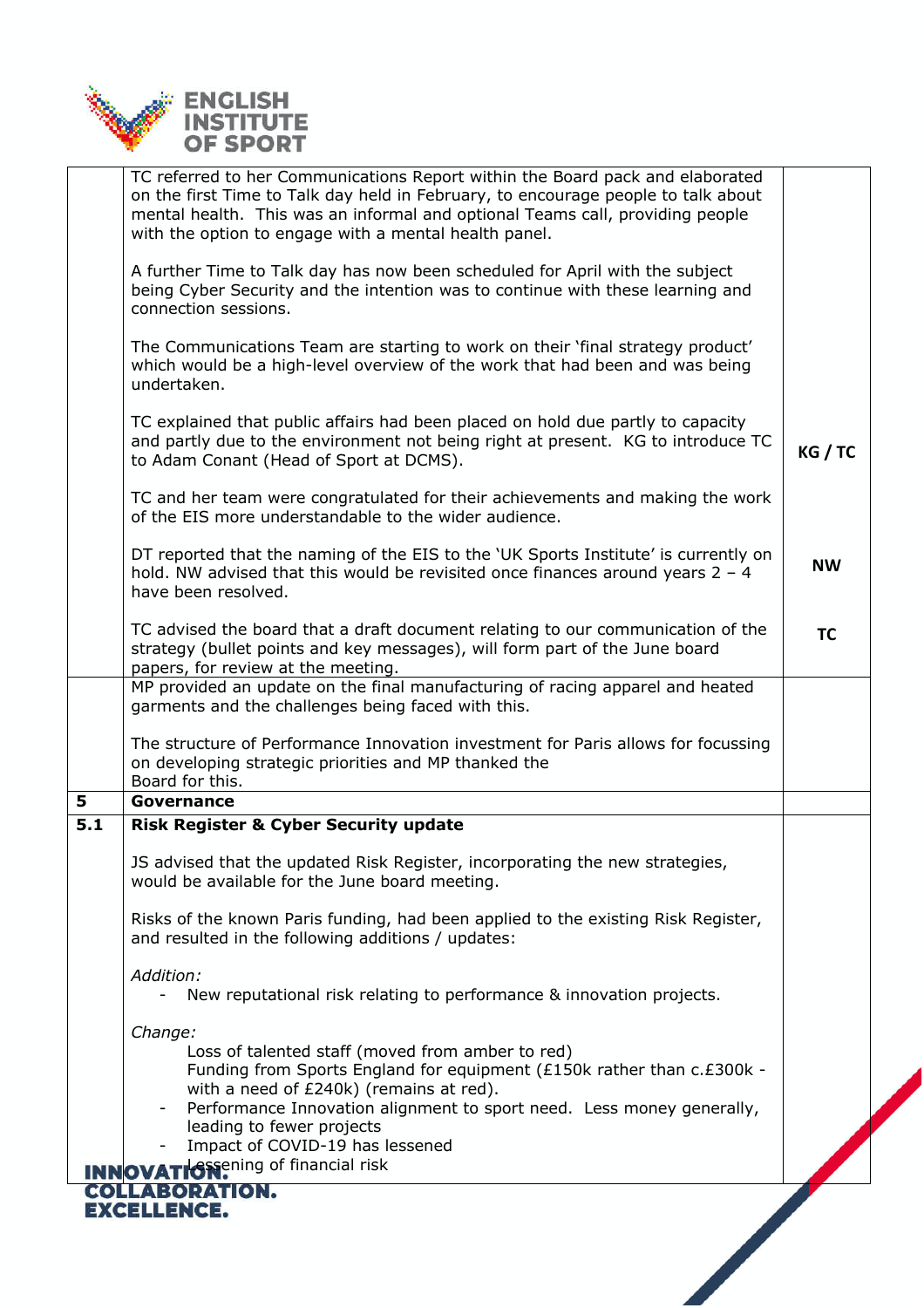| | | |
|---|---|---|
| | TC referred to her Communications Report within the Board pack and elaborated on the first Time to Talk day held in February, to encourage people to talk about mental health. This was an informal and optional Teams call, providing people with the option to engage with a mental health panel.<br><br>A further Time to Talk day has now been scheduled for April with the subject being Cyber Security and the intention was to continue with these learning and connection sessions.<br><br>The Communications Team are starting to work on their 'final strategy product' which would be a high-level overview of the work that had been and was being undertaken.<br><br>TC explained that public affairs had been placed on hold due partly to capacity and partly due to the environment not being right at present. KG to introduce TC to Adam Conant (Head of Sport at DCMS).<br><br>TC and her team were congratulated for their achievements and making the work of the EIS more understandable to the wider audience.<br><br>DT reported that the naming of the EIS to the 'UK Sports Institute' is currently on hold. NW advised that this would be revisited once finances around years 2 – 4 have been resolved.<br><br>TC advised the board that a draft document relating to our communication of the strategy (bullet points and key messages), will form part of the June board papers, for review at the meeting. | **KG / TC**<br><br>**NW**<br><br>**TC** |
| | MP provided an update on the final manufacturing of racing apparel and heated garments and the challenges being faced with this.<br><br>The structure of Performance Innovation investment for Paris allows for focussing on developing strategic priorities and MP thanked the Board for this. | |
| **5** | **Governance** | |
| **5.1** | **Risk Register & Cyber Security update**<br><br>JS advised that the updated Risk Register, incorporating the new strategies, would be available for the June board meeting.<br><br>Risks of the known Paris funding, had been applied to the existing Risk Register, and resulted in the following additions / updates:<br><br>*Addition:*<br>- New reputational risk relating to performance & innovation projects.<br><br>*Change:*<br>Loss of talented staff (moved from amber to red)<br>Funding from Sports England for equipment (£150k rather than c.£300k - with a need of £240k) (remains at red).<br>- Performance Innovation alignment to sport need. Less money generally, leading to fewer projects<br>- Impact of COVID-19 has lessened<br>Lessening of financial risk | |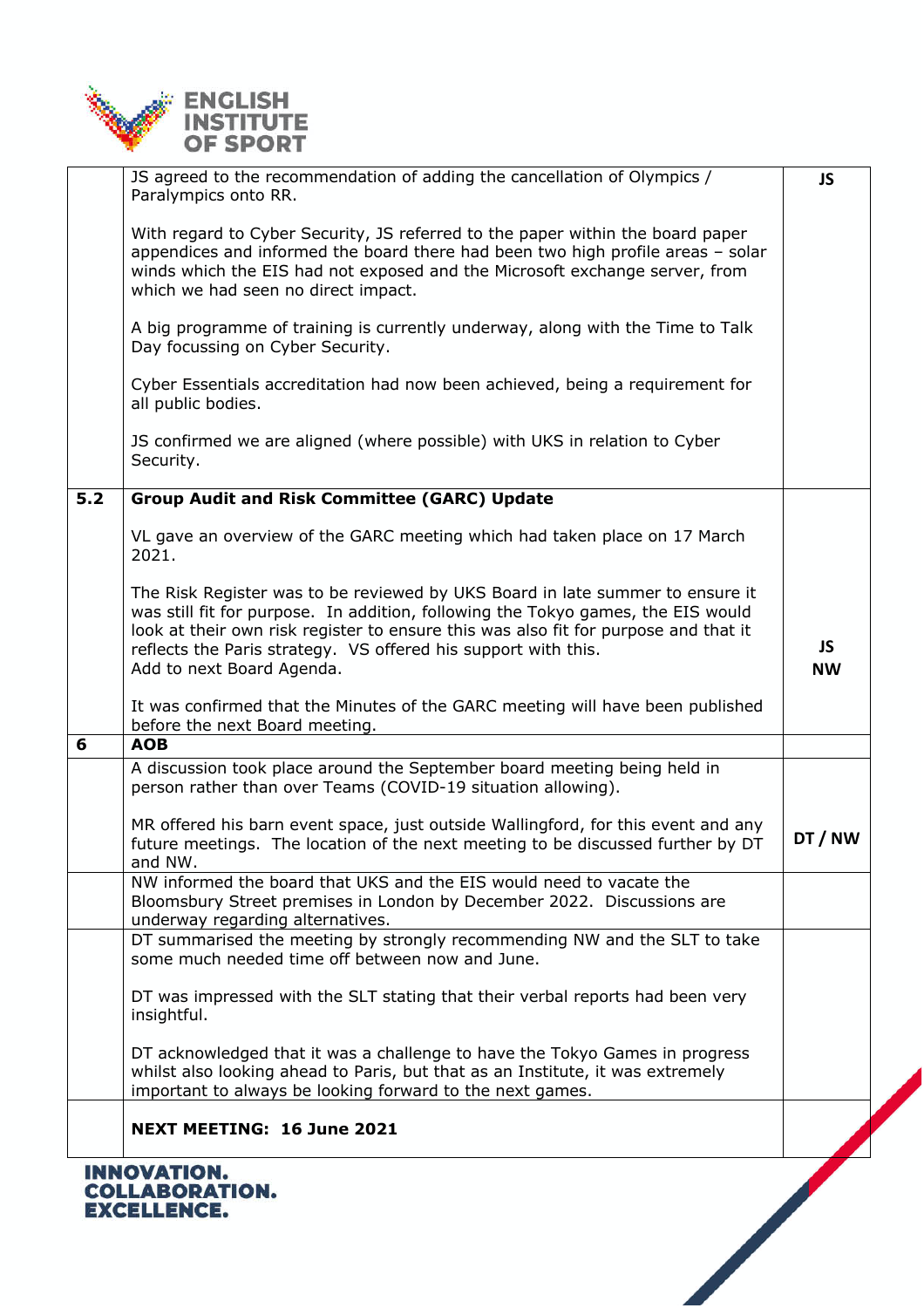| | | |
|---|---|---|
| | JS agreed to the recommendation of adding the cancellation of Olympics / Paralympics onto RR.<br><br>With regard to Cyber Security, JS referred to the paper within the board paper appendices and informed the board there had been two high profile areas – solar winds which the EIS had not exposed and the Microsoft exchange server, from which we had seen no direct impact.<br><br>A big programme of training is currently underway, along with the Time to Talk Day focussing on Cyber Security.<br><br>Cyber Essentials accreditation had now been achieved, being a requirement for all public bodies.<br><br>JS confirmed we are aligned (where possible) with UKS in relation to Cyber Security. | **JS** |
| **5.2** | **Group Audit and Risk Committee (GARC) Update**<br><br>VL gave an overview of the GARC meeting which had taken place on 17 March 2021.<br><br>The Risk Register was to be reviewed by UKS Board in late summer to ensure it was still fit for purpose. In addition, following the Tokyo games, the EIS would look at their own risk register to ensure this was also fit for purpose and that it reflects the Paris strategy. VS offered his support with this.<br>Add to next Board Agenda.<br><br>It was confirmed that the Minutes of the GARC meeting will have been published before the next Board meeting. | **JS**<br>**NW** |
| **6** | **AOB** | |
| | A discussion took place around the September board meeting being held in person rather than over Teams (COVID-19 situation allowing).<br><br>MR offered his barn event space, just outside Wallingford, for this event and any future meetings. The location of the next meeting to be discussed further by DT and NW. | **DT / NW** |
| | NW informed the board that UKS and the EIS would need to vacate the Bloomsbury Street premises in London by December 2022. Discussions are underway regarding alternatives. | |
| | DT summarised the meeting by strongly recommending NW and the SLT to take some much needed time off between now and June.<br><br>DT was impressed with the SLT stating that their verbal reports had been very insightful.<br><br>DT acknowledged that it was a challenge to have the Tokyo Games in progress whilst also looking ahead to Paris, but that as an Institute, it was extremely important to always be looking forward to the next games. | |
| | **NEXT MEETING: 16 June 2021** | |